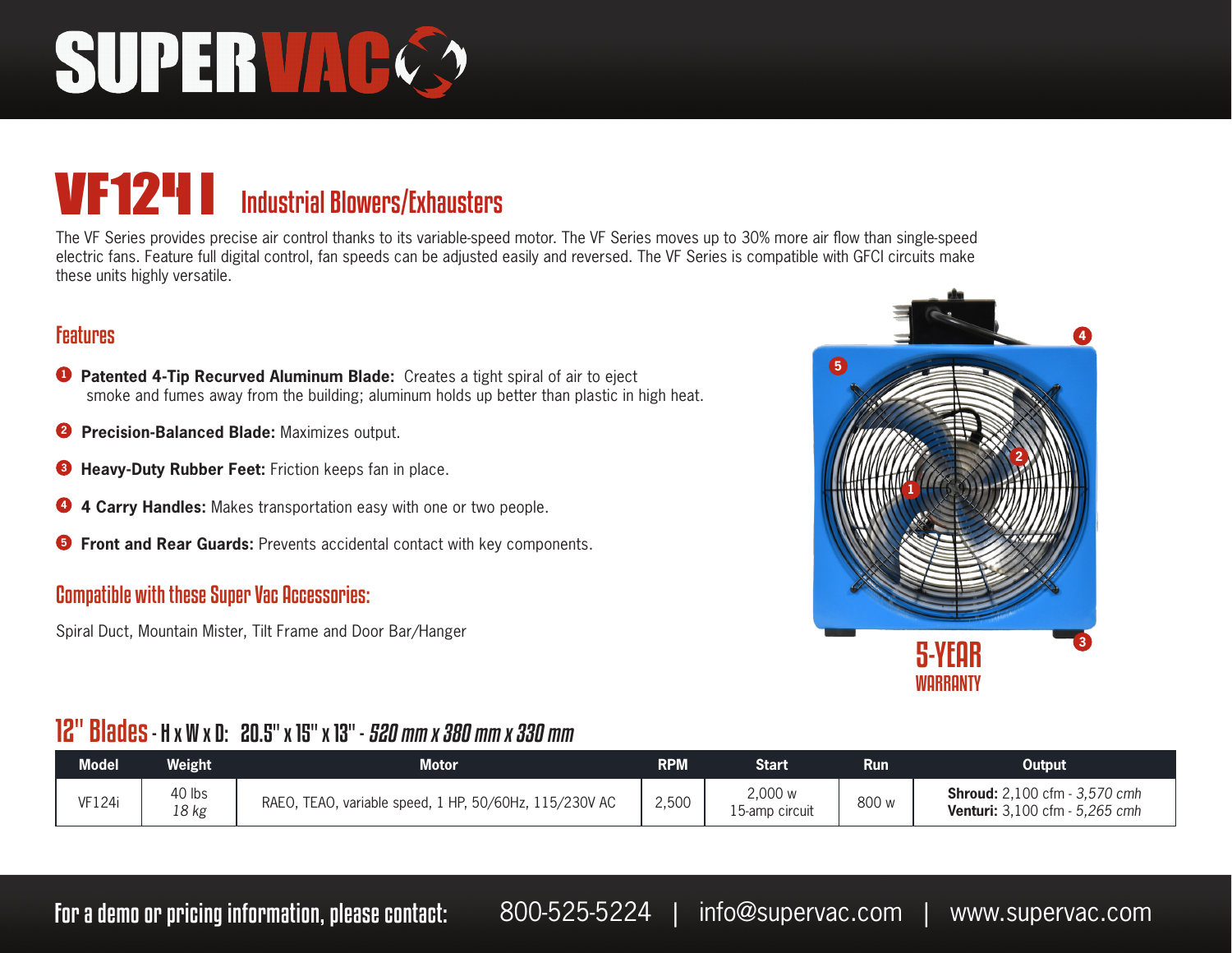# SUPERVAC

# VF124i Industrial Blowers/Exhausters

The VF Series provides precise air control thanks to its variable-speed motor. The VF Series moves up to 30% more air flow than single-speed electric fans. Feature full digital control, fan speeds can be adjusted easily and reversed. The VF Series is compatible with GFCI circuits make these units highly versatile.

## Features

1. **Patented 4-Tip Recurved Aluminum Blade:** Creates a tight spiral of air to eject smoke and fumes away from the building; aluminum holds up better than plastic in high heat.
2. **Precision-Balanced Blade:** Maximizes output.
3. **Heavy-Duty Rubber Feet:** Friction keeps fan in place.
4. **4 Carry Handles:** Makes transportation easy with one or two people.
5. **Front and Rear Guards:** Prevents accidental contact with key components.

## Compatible with these Super Vac Accessories:

Spiral Duct, Mountain Mister, Tilt Frame and Door Bar/Hanger

**5-YEAR WARRANTY**

## 12" Blades - H x W x D: 20.5" x 15" x 13" - *520 mm x 380 mm x 330 mm*

| Model | Weight | Motor | RPM | Start | Run | Output |
|---|---|---|---|---|---|---|
| VF124i | 40 lbs *18 kg* | RAEO, TEAO, variable speed, 1 HP, 50/60Hz, 115/230V AC | 2,500 | 2,000 w 15-amp circuit | 800 w | **Shroud:** 2,100 cfm - *3,570 cmh* **Venturi:** 3,100 cfm - *5,265 cmh* |

For a demo or pricing information, please contact: 800-525-5224 | info@supervac.com | www.supervac.com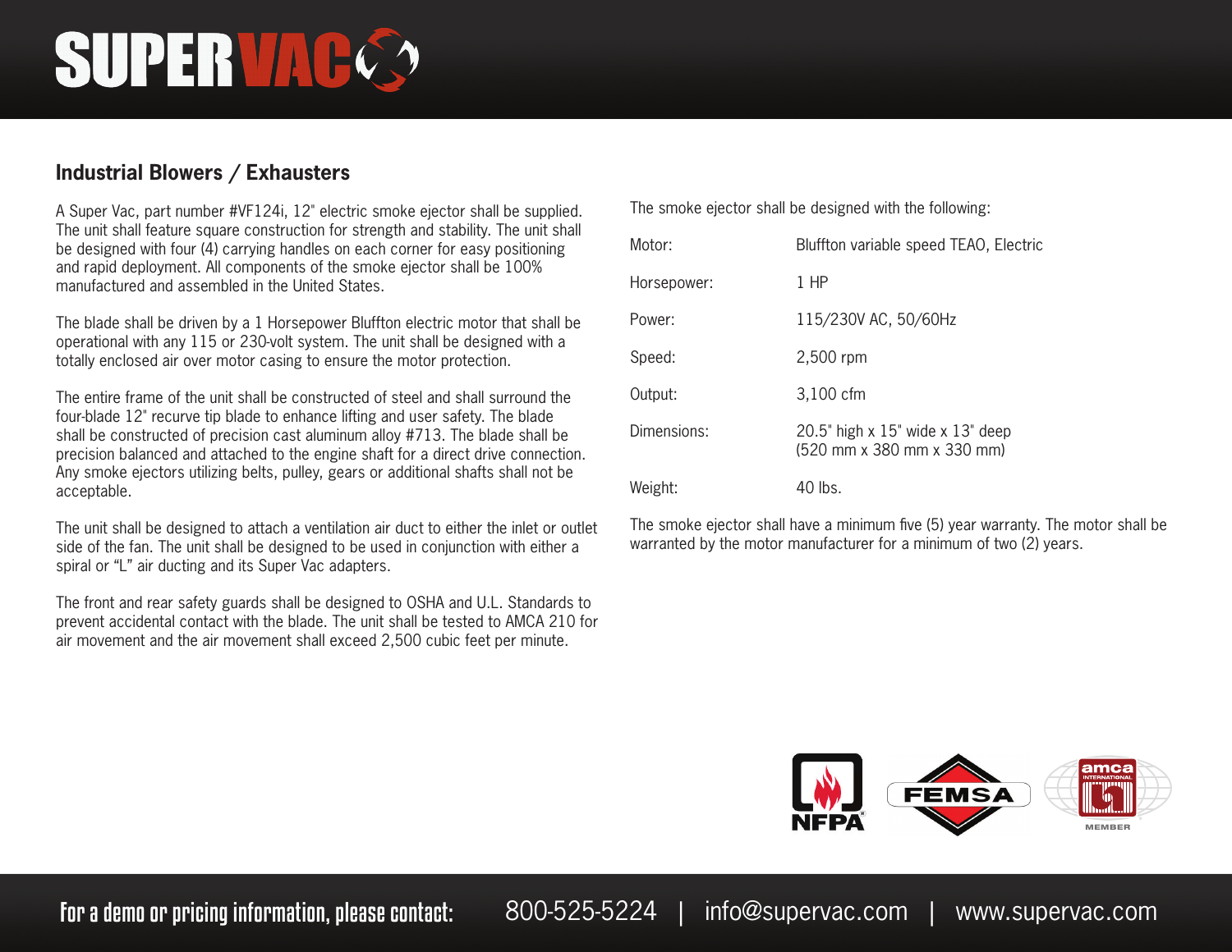## Industrial Blowers / Exhausters

A Super Vac, part number #VF124i, 12" electric smoke ejector shall be supplied. The unit shall feature square construction for strength and stability. The unit shall be designed with four (4) carrying handles on each corner for easy positioning and rapid deployment. All components of the smoke ejector shall be 100% manufactured and assembled in the United States.

The blade shall be driven by a 1 Horsepower Bluffton electric motor that shall be operational with any 115 or 230-volt system. The unit shall be designed with a totally enclosed air over motor casing to ensure the motor protection.

The entire frame of the unit shall be constructed of steel and shall surround the four-blade 12" recurve tip blade to enhance lifting and user safety. The blade shall be constructed of precision cast aluminum alloy #713. The blade shall be precision balanced and attached to the engine shaft for a direct drive connection. Any smoke ejectors utilizing belts, pulley, gears or additional shafts shall not be acceptable.

The unit shall be designed to attach a ventilation air duct to either the inlet or outlet side of the fan. The unit shall be designed to be used in conjunction with either a spiral or "L" air ducting and its Super Vac adapters.

The front and rear safety guards shall be designed to OSHA and U.L. Standards to prevent accidental contact with the blade. The unit shall be tested to AMCA 210 for air movement and the air movement shall exceed 2,500 cubic feet per minute.

The smoke ejector shall be designed with the following:

| | |
|---|---|
| Motor: | Bluffton variable speed TEAO, Electric |
| Horsepower: | 1 HP |
| Power: | 115/230V AC, 50/60Hz |
| Speed: | 2,500 rpm |
| Output: | 3,100 cfm |
| Dimensions: | 20.5" high x 15" wide x 13" deep (520 mm x 380 mm x 330 mm) |
| Weight: | 40 lbs. |

The smoke ejector shall have a minimum five (5) year warranty. The motor shall be warranted by the motor manufacturer for a minimum of two (2) years.

For a demo or pricing information, please contact: 800-525-5224 | info@supervac.com | www.supervac.com